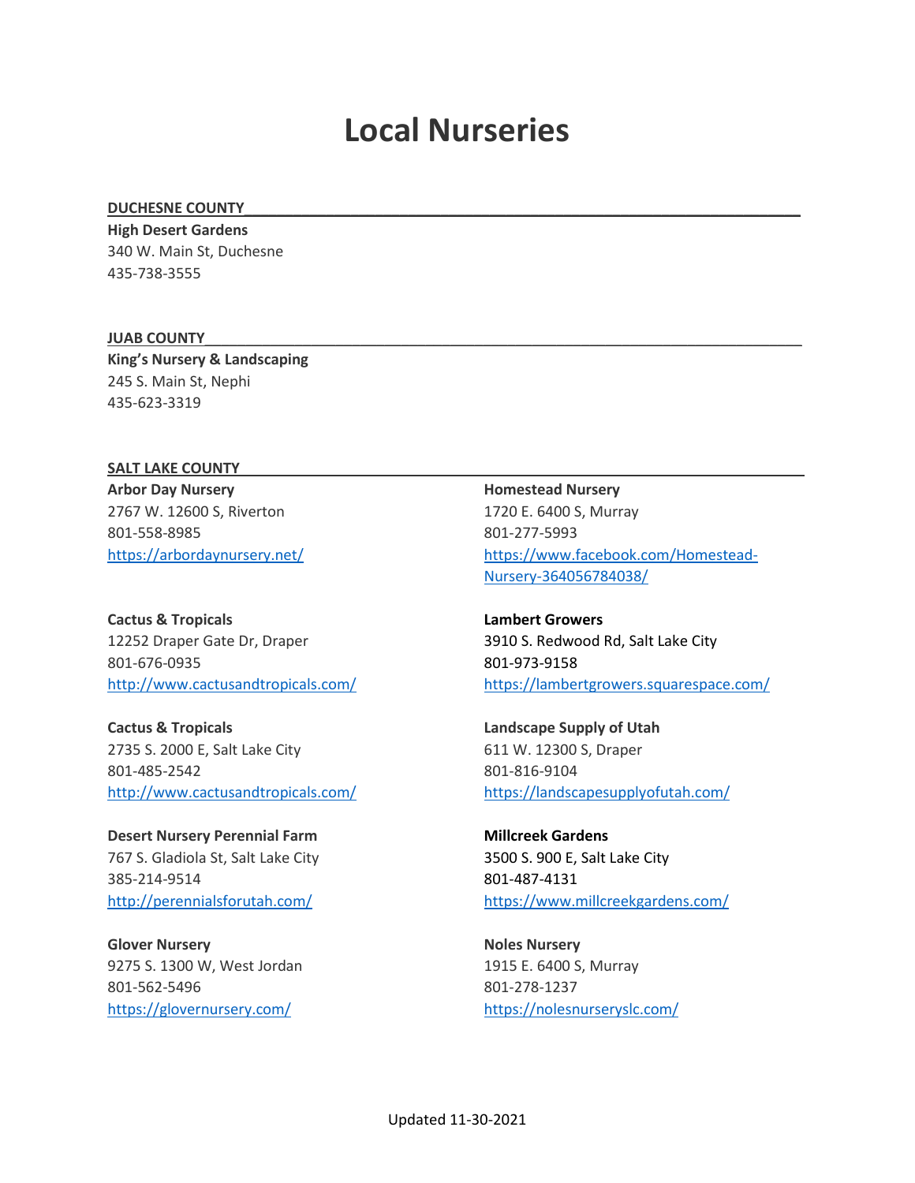# Local Nurseries

## DUCHESNE COUNTY

**High Desert Gardens**
340 W. Main St, Duchesne
435-738-3555

## JUAB COUNTY

**King's Nursery & Landscaping**
245 S. Main St, Nephi
435-623-3319

## SALT LAKE COUNTY

**Arbor Day Nursery**
2767 W. 12600 S, Riverton
801-558-8985
https://arbordaynursery.net/

**Cactus & Tropicals**
12252 Draper Gate Dr, Draper
801-676-0935
http://www.cactusandtropicals.com/

**Cactus & Tropicals**
2735 S. 2000 E, Salt Lake City
801-485-2542
http://www.cactusandtropicals.com/

**Desert Nursery Perennial Farm**
767 S. Gladiola St, Salt Lake City
385-214-9514
http://perennialsforutah.com/

**Glover Nursery**
9275 S. 1300 W, West Jordan
801-562-5496
https://glovernursery.com/

**Homestead Nursery**
1720 E. 6400 S, Murray
801-277-5993
https://www.facebook.com/Homestead-Nursery-364056784038/

**Lambert Growers**
3910 S. Redwood Rd, Salt Lake City
801-973-9158
https://lambertgrowers.squarespace.com/

**Landscape Supply of Utah**
611 W. 12300 S, Draper
801-816-9104
https://landscapesupplyofutah.com/

**Millcreek Gardens**
3500 S. 900 E, Salt Lake City
801-487-4131
https://www.millcreekgardens.com/

**Noles Nursery**
1915 E. 6400 S, Murray
801-278-1237
https://nolesnurseryslc.com/

Updated 11-30-2021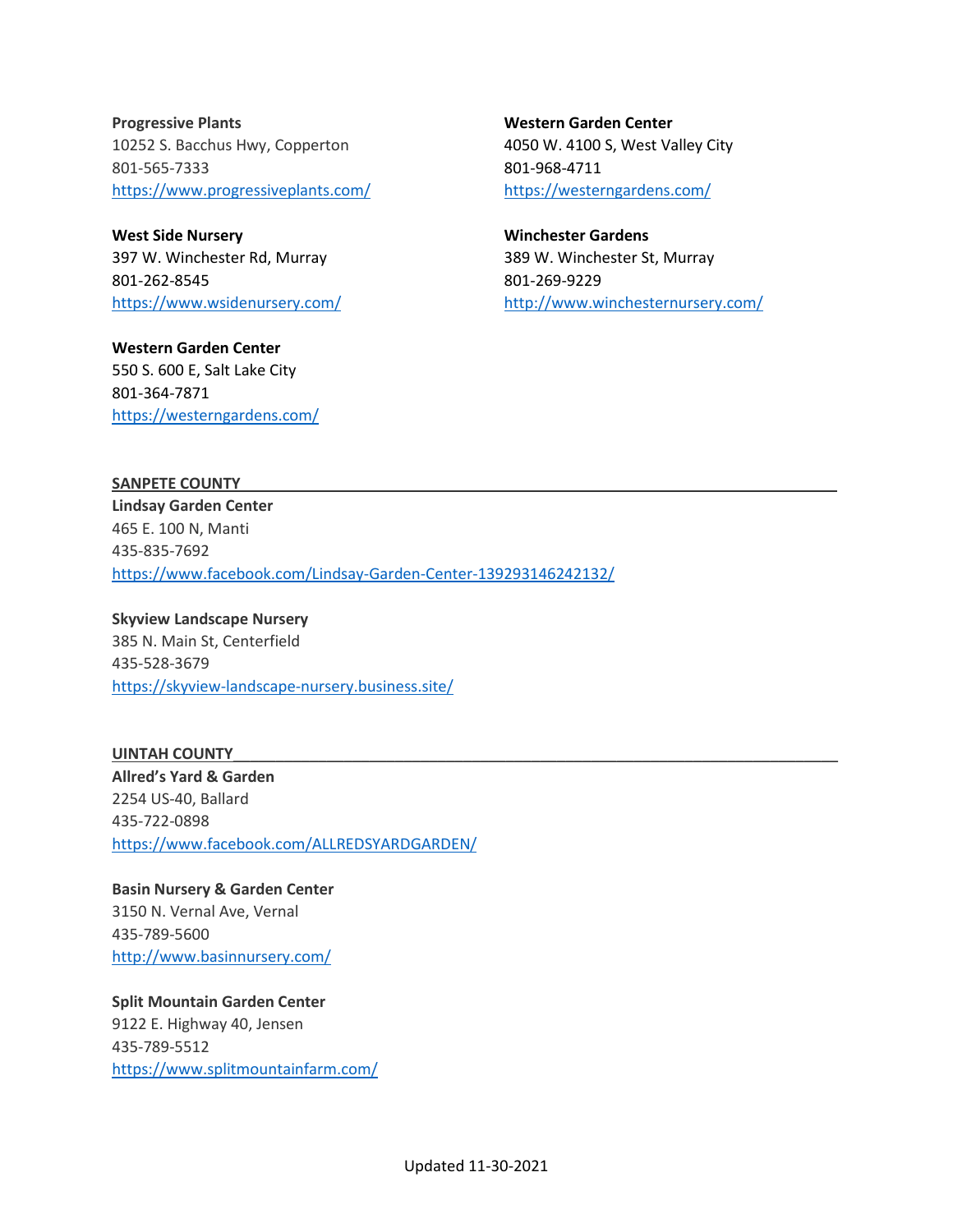**Progressive Plants**
10252 S. Bacchus Hwy, Copperton
801-565-7333
https://www.progressiveplants.com/

**West Side Nursery**
397 W. Winchester Rd, Murray
801-262-8545
https://www.wsidenursery.com/

**Western Garden Center**
550 S. 600 E, Salt Lake City
801-364-7871
https://westerngardens.com/

**Western Garden Center**
4050 W. 4100 S, West Valley City
801-968-4711
https://westerngardens.com/

**Winchester Gardens**
389 W. Winchester St, Murray
801-269-9229
http://www.winchesternursery.com/

## SANPETE COUNTY

**Lindsay Garden Center**
465 E. 100 N, Manti
435-835-7692
https://www.facebook.com/Lindsay-Garden-Center-139293146242132/

**Skyview Landscape Nursery**
385 N. Main St, Centerfield
435-528-3679
https://skyview-landscape-nursery.business.site/

## UINTAH COUNTY

**Allred's Yard & Garden**
2254 US-40, Ballard
435-722-0898
https://www.facebook.com/ALLREDSYARDGARDEN/

**Basin Nursery & Garden Center**
3150 N. Vernal Ave, Vernal
435-789-5600
http://www.basinnursery.com/

**Split Mountain Garden Center**
9122 E. Highway 40, Jensen
435-789-5512
https://www.splitmountainfarm.com/

Updated 11-30-2021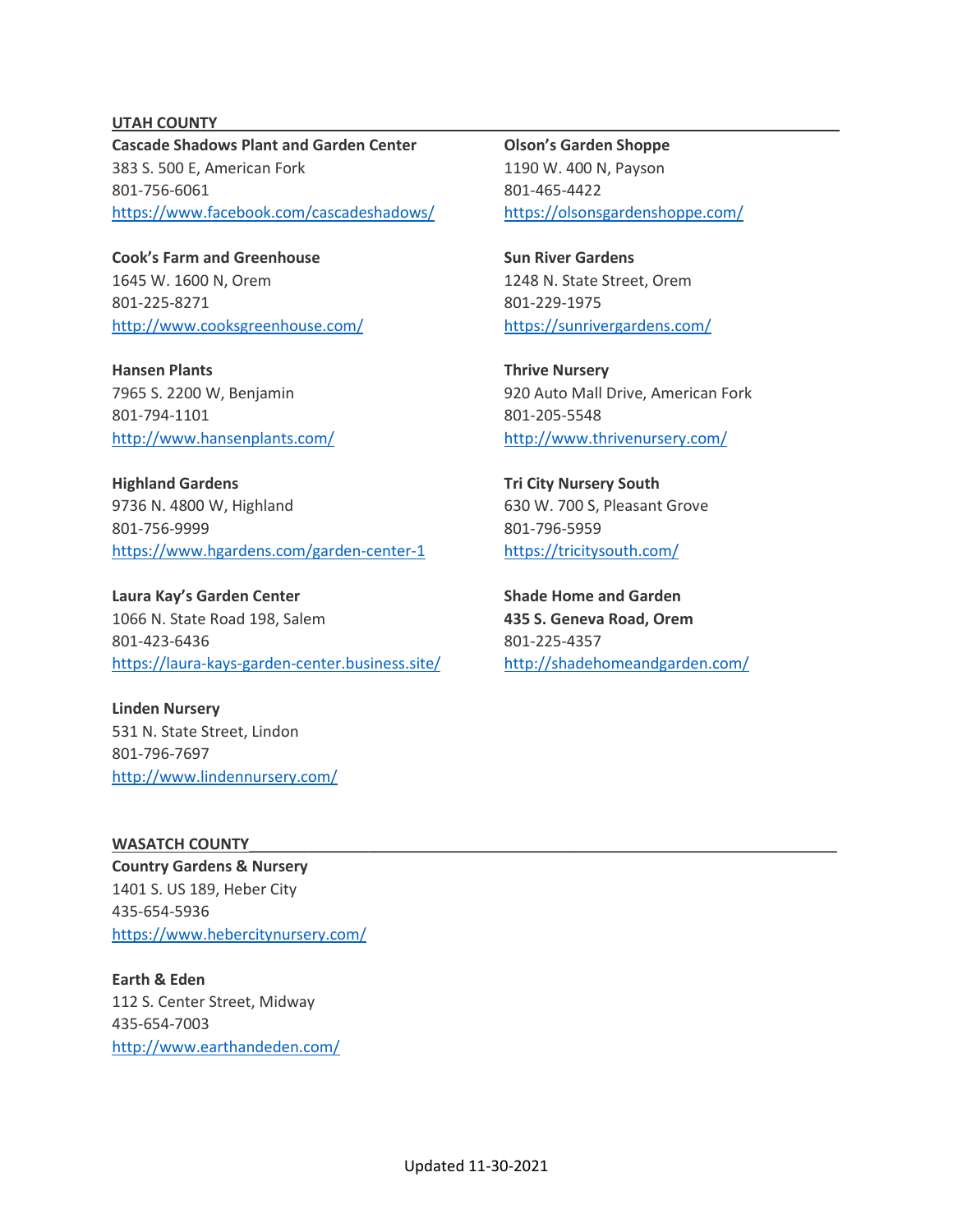## UTAH COUNTY

**Cascade Shadows Plant and Garden Center**
383 S. 500 E, American Fork
801-756-6061
https://www.facebook.com/cascadeshadows/

**Cook's Farm and Greenhouse**
1645 W. 1600 N, Orem
801-225-8271
http://www.cooksgreenhouse.com/

**Hansen Plants**
7965 S. 2200 W, Benjamin
801-794-1101
http://www.hansenplants.com/

**Highland Gardens**
9736 N. 4800 W, Highland
801-756-9999
https://www.hgardens.com/garden-center-1

**Laura Kay's Garden Center**
1066 N. State Road 198, Salem
801-423-6436
https://laura-kays-garden-center.business.site/

**Linden Nursery**
531 N. State Street, Lindon
801-796-7697
http://www.lindennursery.com/

**Olson's Garden Shoppe**
1190 W. 400 N, Payson
801-465-4422
https://olsonsgardenshoppe.com/

**Sun River Gardens**
1248 N. State Street, Orem
801-229-1975
https://sunrivergardens.com/

**Thrive Nursery**
920 Auto Mall Drive, American Fork
801-205-5548
http://www.thrivenursery.com/

**Tri City Nursery South**
630 W. 700 S, Pleasant Grove
801-796-5959
https://tricitysouth.com/

**Shade Home and Garden**
**435 S. Geneva Road, Orem**
801-225-4357
http://shadehomeandgarden.com/

## WASATCH COUNTY

**Country Gardens & Nursery**
1401 S. US 189, Heber City
435-654-5936
https://www.hebercitynursery.com/

**Earth & Eden**
112 S. Center Street, Midway
435-654-7003
http://www.earthandeden.com/

Updated 11-30-2021